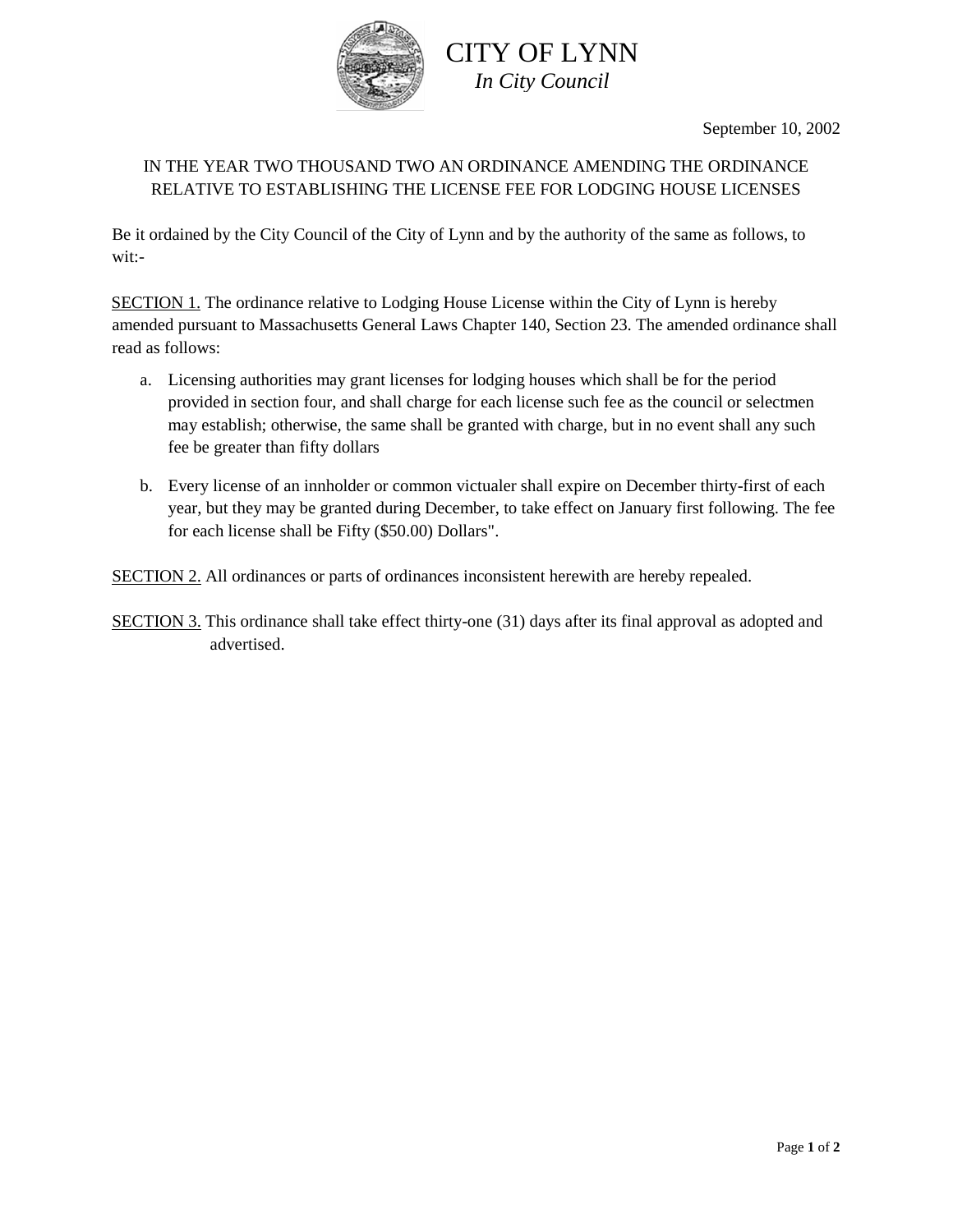# CITY OF LYNN

*In City Council*

September 10, 2002

IN THE YEAR TWO THOUSAND TWO AN ORDINANCE AMENDING THE ORDINANCE RELATIVE TO ESTABLISHING THE LICENSE FEE FOR LODGING HOUSE LICENSES

Be it ordained by the City Council of the City of Lynn and by the authority of the same as follows, to wit:-

SECTION 1. The ordinance relative to Lodging House License within the City of Lynn is hereby amended pursuant to Massachusetts General Laws Chapter 140, Section 23. The amended ordinance shall read as follows:

a. Licensing authorities may grant licenses for lodging houses which shall be for the period provided in section four, and shall charge for each license such fee as the council or selectmen may establish; otherwise, the same shall be granted with charge, but in no event shall any such fee be greater than fifty dollars

b. Every license of an innholder or common victualer shall expire on December thirty-first of each year, but they may be granted during December, to take effect on January first following. The fee for each license shall be Fifty ($50.00) Dollars".

SECTION 2. All ordinances or parts of ordinances inconsistent herewith are hereby repealed.

SECTION 3. This ordinance shall take effect thirty-one (31) days after its final approval as adopted and advertised.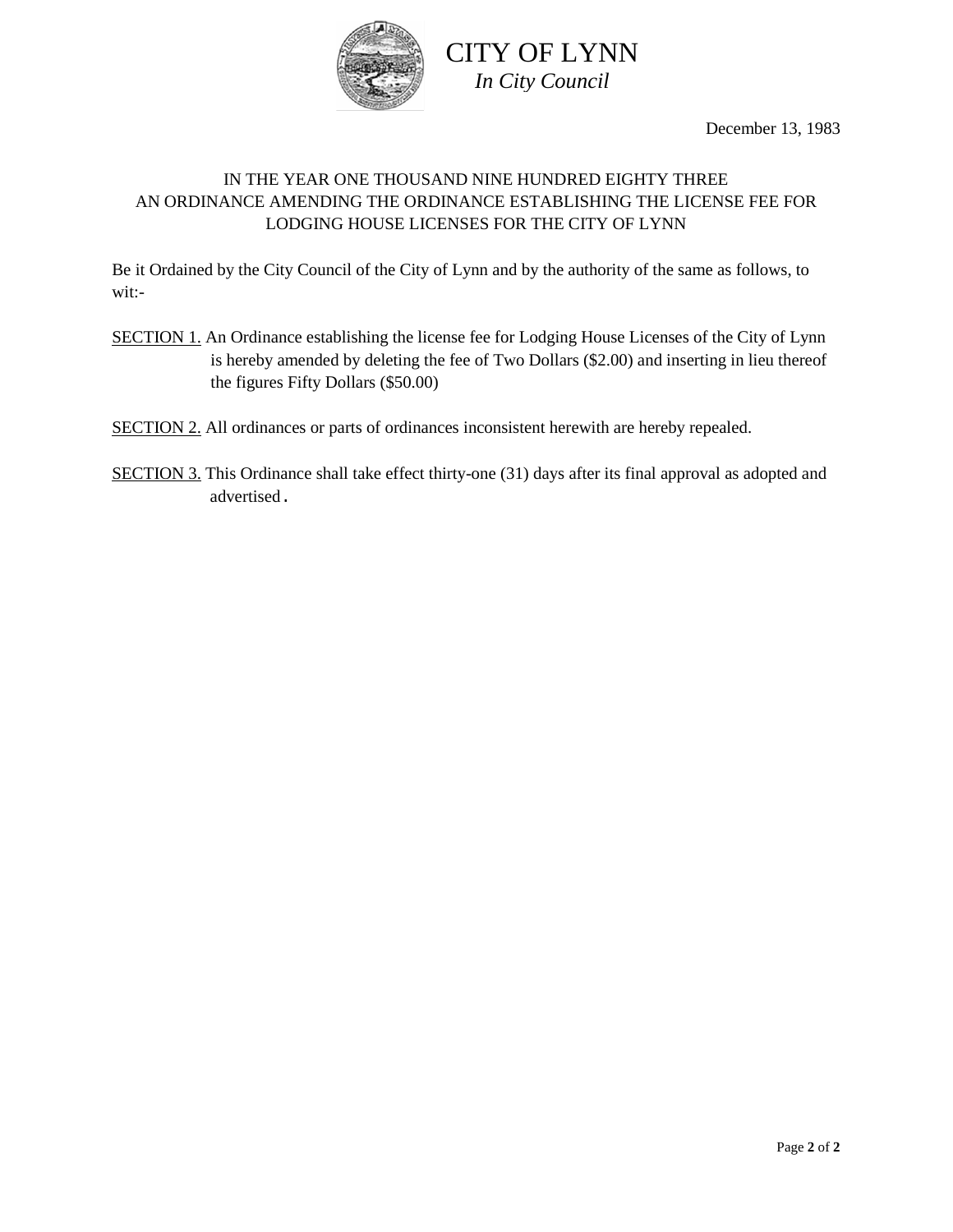# CITY OF LYNN

*In City Council*

December 13, 1983

IN THE YEAR ONE THOUSAND NINE HUNDRED EIGHTY THREE
AN ORDINANCE AMENDING THE ORDINANCE ESTABLISHING THE LICENSE FEE FOR LODGING HOUSE LICENSES FOR THE CITY OF LYNN

Be it Ordained by the City Council of the City of Lynn and by the authority of the same as follows, to wit:-

SECTION 1. An Ordinance establishing the license fee for Lodging House Licenses of the City of Lynn is hereby amended by deleting the fee of Two Dollars ($2.00) and inserting in lieu thereof the figures Fifty Dollars ($50.00)

SECTION 2. All ordinances or parts of ordinances inconsistent herewith are hereby repealed.

SECTION 3. This Ordinance shall take effect thirty-one (31) days after its final approval as adopted and advertised.